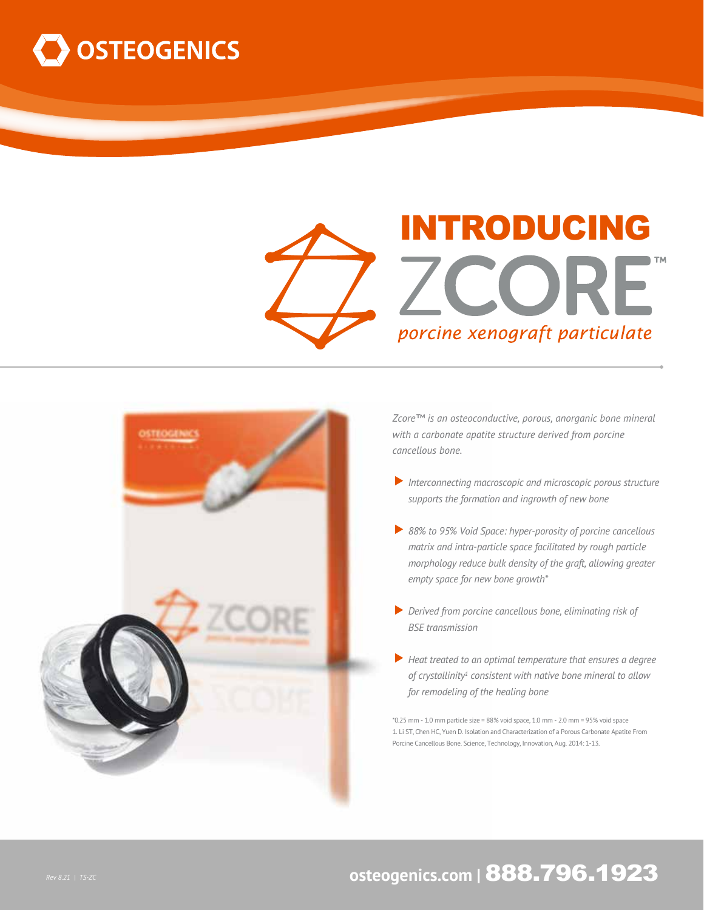# OSTEOGENICS

## INTRODUCING ZCORE™

*porcine xenograft particulate*

*Zcore™ is an osteoconductive, porous, anorganic bone mineral with a carbonate apatite structure derived from porcine cancellous bone.*

- *Interconnecting macroscopic and microscopic porous structure supports the formation and ingrowth of new bone*
- *88% to 95% Void Space: hyper-porosity of porcine cancellous matrix and intra-particle space facilitated by rough particle morphology reduce bulk density of the graft, allowing greater empty space for new bone growth**
- *Derived from porcine cancellous bone, eliminating risk of BSE transmission*
- *Heat treated to an optimal temperature that ensures a degree of crystallinity[1] consistent with native bone mineral to allow for remodeling of the healing bone*

*0.25 mm - 1.0 mm particle size = 88% void space, 1.0 mm - 2.0 mm = 95% void space

1. Li ST, Chen HC, Yuen D. Isolation and Characterization of a Porous Carbonate Apatite From Porcine Cancellous Bone. Science, Technology, Innovation, Aug. 2014: 1-13.

Rev 8.21 | TS-ZC

**osteogenics.com | 888.796.1923**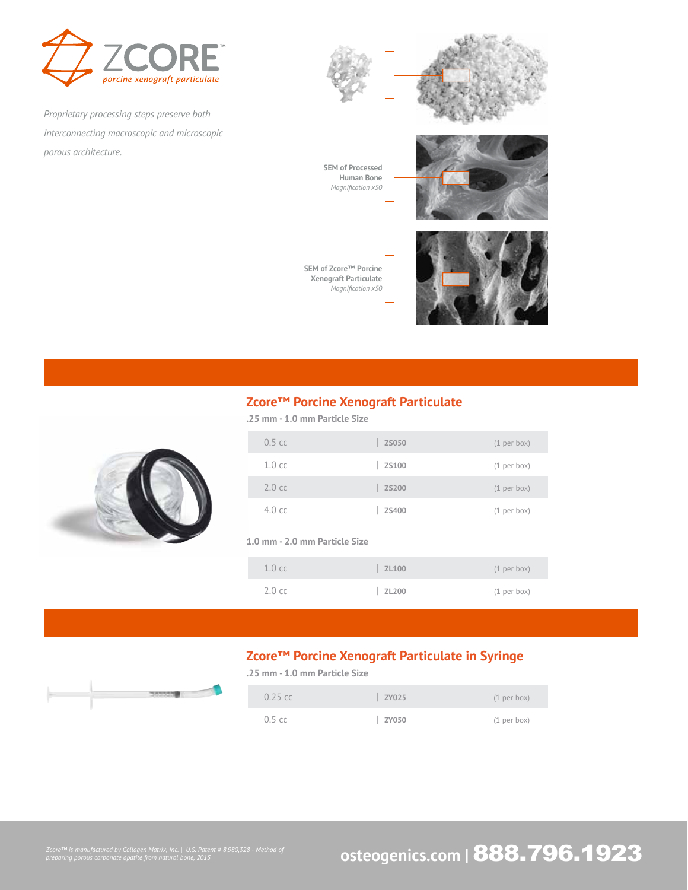ZCORE™
*porcine xenograft particulate*

*Proprietary processing steps preserve both interconnecting macroscopic and microscopic porous architecture.*

**SEM of Processed Human Bone**
*Magnification x50*

**SEM of Zcore™ Porcine Xenograft Particulate**
*Magnification x50*

## Zcore™ Porcine Xenograft Particulate

**.25 mm - 1.0 mm Particle Size**

| | | |
|---|---|---|
| 0.5 cc | ZS050 | (1 per box) |
| 1.0 cc | ZS100 | (1 per box) |
| 2.0 cc | ZS200 | (1 per box) |
| 4.0 cc | ZS400 | (1 per box) |

**1.0 mm - 2.0 mm Particle Size**

| | | |
|---|---|---|
| 1.0 cc | ZL100 | (1 per box) |
| 2.0 cc | ZL200 | (1 per box) |

## Zcore™ Porcine Xenograft Particulate in Syringe

**.25 mm - 1.0 mm Particle Size**

| | | |
|---|---|---|
| 0.25 cc | ZY025 | (1 per box) |
| 0.5 cc | ZY050 | (1 per box) |

*Zcore™ is manufactured by Collagen Matrix, Inc. | U.S. Patent # 8,980,328 - Method of preparing porous carbonate apatite from natural bone, 2015*

**osteogenics.com | 888.796.1923**